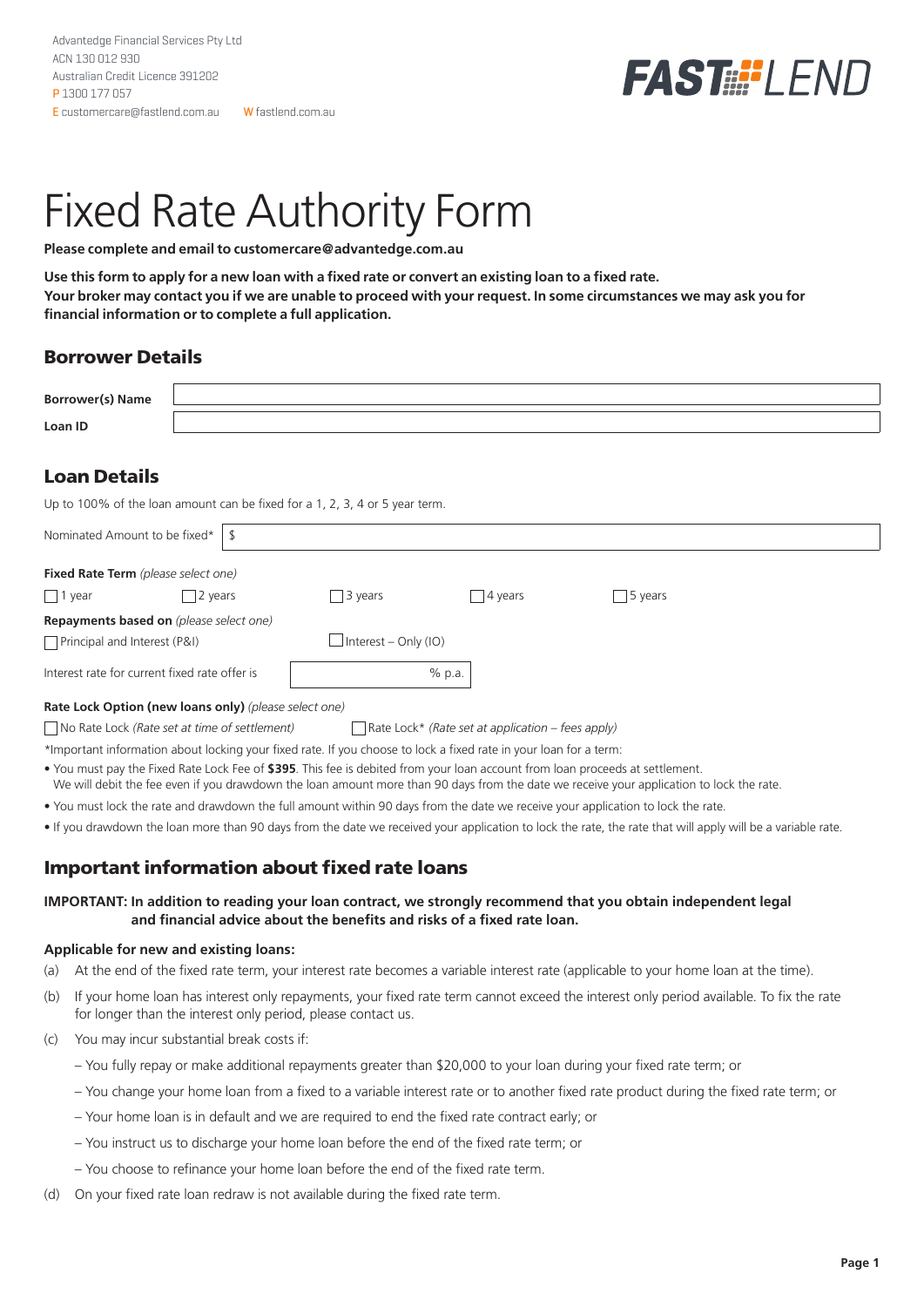Advantedge Financial Services Pty Ltd
ACN 130 012 930
Australian Credit Licence 391202
P 1300 177 057
E customercare@fastlend.com.au W fastlend.com.au

FAST LEND

# Fixed Rate Authority Form

**Please complete and email to customercare@advantedge.com.au**

**Use this form to apply for a new loan with a fixed rate or convert an existing loan to a fixed rate.**
**Your broker may contact you if we are unable to proceed with your request. In some circumstances we may ask you for financial information or to complete a full application.**

## Borrower Details

| | |
|---|---|
| **Borrower(s) Name** | |
| **Loan ID** | |

## Loan Details

Up to 100% of the loan amount can be fixed for a 1, 2, 3, 4 or 5 year term.

Nominated Amount to be fixed* $ ______

**Fixed Rate Term** *(please select one)*

☐ 1 year ☐ 2 years ☐ 3 years ☐ 4 years ☐ 5 years

**Repayments based on** *(please select one)*

☐ Principal and Interest (P&I) ☐ Interest – Only (IO)

Interest rate for current fixed rate offer is ______ % p.a.

**Rate Lock Option (new loans only)** *(please select one)*

☐ No Rate Lock *(Rate set at time of settlement)* ☐ Rate Lock* *(Rate set at application – fees apply)*

*Important information about locking your fixed rate. If you choose to lock a fixed rate in your loan for a term:

- You must pay the Fixed Rate Lock Fee of **$395**. This fee is debited from your loan account from loan proceeds at settlement. We will debit the fee even if you drawdown the loan amount more than 90 days from the date we receive your application to lock the rate.
- You must lock the rate and drawdown the full amount within 90 days from the date we receive your application to lock the rate.
- If you drawdown the loan more than 90 days from the date we received your application to lock the rate, the rate that will apply will be a variable rate.

## Important information about fixed rate loans

**IMPORTANT: In addition to reading your loan contract, we strongly recommend that you obtain independent legal and financial advice about the benefits and risks of a fixed rate loan.**

**Applicable for new and existing loans:**

(a) At the end of the fixed rate term, your interest rate becomes a variable interest rate (applicable to your home loan at the time).

(b) If your home loan has interest only repayments, your fixed rate term cannot exceed the interest only period available. To fix the rate for longer than the interest only period, please contact us.

(c) You may incur substantial break costs if:

- You fully repay or make additional repayments greater than $20,000 to your loan during your fixed rate term; or
- You change your home loan from a fixed to a variable interest rate or to another fixed rate product during the fixed rate term; or
- Your home loan is in default and we are required to end the fixed rate contract early; or
- You instruct us to discharge your home loan before the end of the fixed rate term; or
- You choose to refinance your home loan before the end of the fixed rate term.

(d) On your fixed rate loan redraw is not available during the fixed rate term.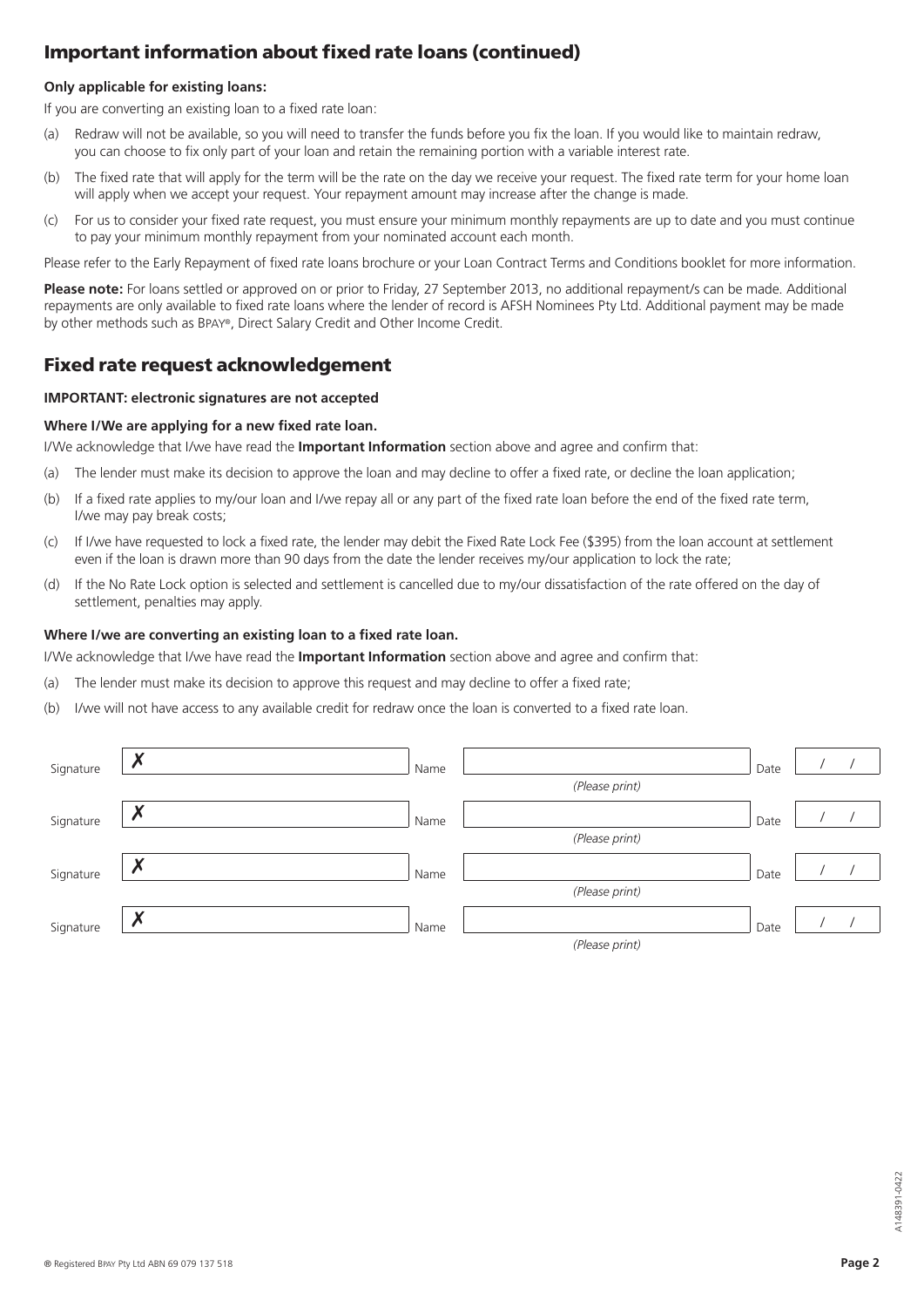## Important information about fixed rate loans (continued)

**Only applicable for existing loans:**

If you are converting an existing loan to a fixed rate loan:

(a) Redraw will not be available, so you will need to transfer the funds before you fix the loan. If you would like to maintain redraw, you can choose to fix only part of your loan and retain the remaining portion with a variable interest rate.

(b) The fixed rate that will apply for the term will be the rate on the day we receive your request. The fixed rate term for your home loan will apply when we accept your request. Your repayment amount may increase after the change is made.

(c) For us to consider your fixed rate request, you must ensure your minimum monthly repayments are up to date and you must continue to pay your minimum monthly repayment from your nominated account each month.

Please refer to the Early Repayment of fixed rate loans brochure or your Loan Contract Terms and Conditions booklet for more information.

**Please note:** For loans settled or approved on or prior to Friday, 27 September 2013, no additional repayment/s can be made. Additional repayments are only available to fixed rate loans where the lender of record is AFSH Nominees Pty Ltd. Additional payment may be made by other methods such as BPAY®, Direct Salary Credit and Other Income Credit.

## Fixed rate request acknowledgement

**IMPORTANT: electronic signatures are not accepted**

**Where I/We are applying for a new fixed rate loan.**

I/We acknowledge that I/we have read the **Important Information** section above and agree and confirm that:

(a) The lender must make its decision to approve the loan and may decline to offer a fixed rate, or decline the loan application;

(b) If a fixed rate applies to my/our loan and I/we repay all or any part of the fixed rate loan before the end of the fixed rate term, I/we may pay break costs;

(c) If I/we have requested to lock a fixed rate, the lender may debit the Fixed Rate Lock Fee ($395) from the loan account at settlement even if the loan is drawn more than 90 days from the date the lender receives my/our application to lock the rate;

(d) If the No Rate Lock option is selected and settlement is cancelled due to my/our dissatisfaction of the rate offered on the day of settlement, penalties may apply.

**Where I/we are converting an existing loan to a fixed rate loan.**

I/We acknowledge that I/we have read the **Important Information** section above and agree and confirm that:

(a) The lender must make its decision to approve this request and may decline to offer a fixed rate;

(b) I/we will not have access to any available credit for redraw once the loan is converted to a fixed rate loan.

Signature ✗ ____________ Name ____________ *(Please print)* Date \_\_ / \_\_ / \_\_

Signature ✗ ____________ Name ____________ *(Please print)* Date \_\_ / \_\_ / \_\_

Signature ✗ ____________ Name ____________ *(Please print)* Date \_\_ / \_\_ / \_\_

Signature ✗ ____________ Name ____________ *(Please print)* Date \_\_ / \_\_ / \_\_

® Registered BPAY Pty Ltd ABN 69 079 137 518

A148391-0422